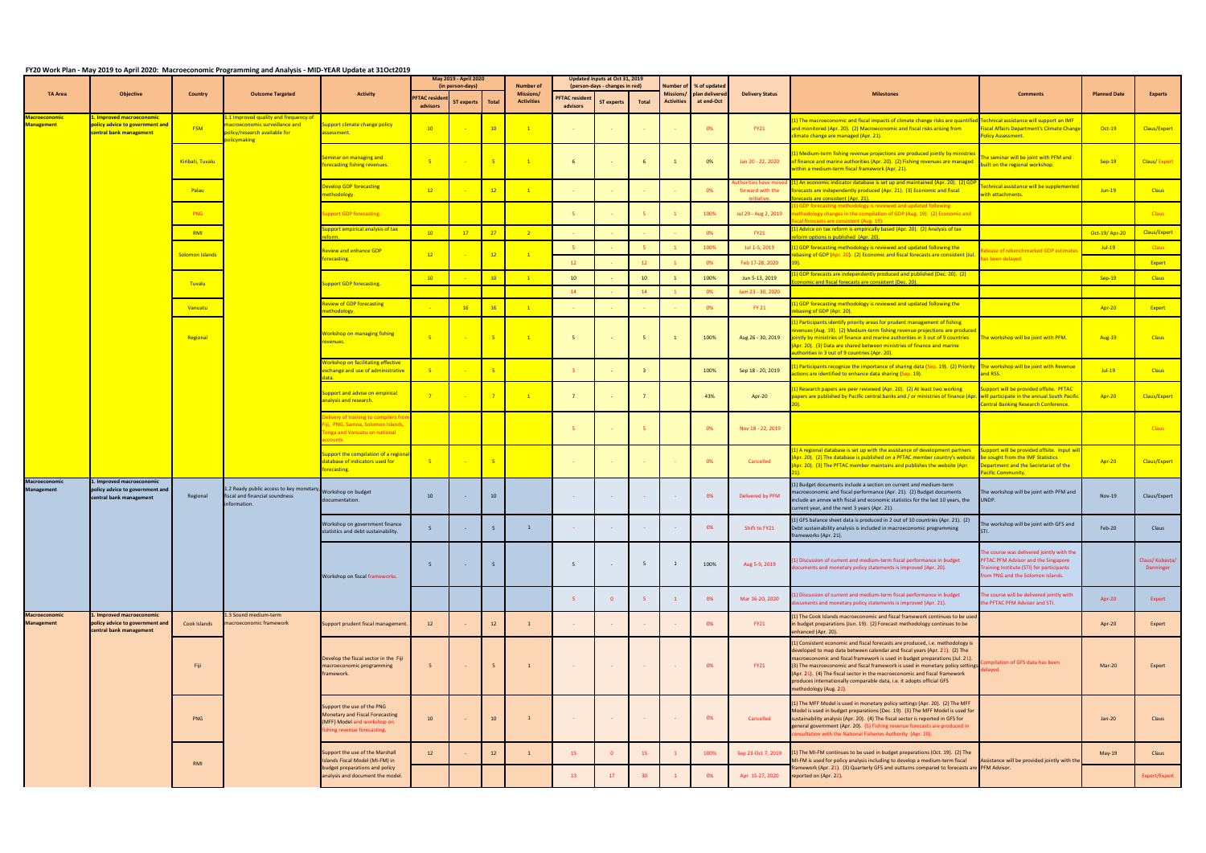# FY20 Work Plan - May 2019 to April 2020: Macroeconomic Programming and Analysis - MID-YEAR Update at 31Oct2019

| TA Area | Objective | Country | Outcome Targeted | Activity | May 2019 - April 2020 (in person-days) | | | Number of Missions/ Activities | Updated Inputs at Oct 31, 2019 (person-days - changes in red) | | | Number of Missions/ Activities | % of updated plan delivered at end-Oct | Delivery Status | Milestones | Comments | Planned Date | Experts |
|---|---|---|---|---|---|---|---|---|---|---|---|---|---|---|---|---|---|---|
| | | | | | PFTAC resident advisors | ST experts | Total | | PFTAC resident advisors | ST experts | Total | | | | | | | |
| Macroeconomic Management | 1. Improved macroeconomic policy advice to government and central bank management | FSM | 1.1 Improved quality and frequency of macroeconomic surveillance and policy/research available for policymaking | Support climate change policy assessment. | 10 | - | 10 | 1 | - | - | - | - | 0% | FY21 | (1) The macroeconomic and fiscal impacts of climate change risks are quantified and monitored (Apr. 20). (2) Macroeconomic and fiscal risks arising from climate change are managed (Apr. 21). | Technical assistance will support an IMF Fiscal Affairs Department's Climate Change Policy Assessment. | Oct-19 | Claus/Expert |
| | | Kiribati, Tuvalu | | Seminar on managing and forecasting fishing revenues. | 5 | - | 5 | 1 | 6 | - | 6 | 1 | 0% | Jan 20 - 22, 2020 | (1) Medium-term fishing revenue projections are produced jointly by ministries of finance and marine authorities (Apr. 20). (2) Fishing revenues are managed within a medium-term fiscal framework (Apr. 21). | The seminar will be joint with PFM and built on the regional workshop. | Sep-19 | Claus/ Expert |
| | | Palau | | Develop GDP forecasting methodology. | 12 | - | 12 | 1 | - | - | - | - | 0% | Authorities have moved forward with the initiative. | (1) An economic indicator database is set up and maintained (Apr. 20). (2) GDP forecasts are independently produced (Apr. 21). (3) Economic and fiscal forecasts are consistent (Apr. 21). | Technical assistance will be supplemented with attachments. | Jun-19 | Claus |
| | | PNG | | Support GDP forecasting. | | | | | 5 | - | 5 | 1 | 100% | Jul 29 - Aug 2, 2019 | (1) GDP forecasting methodology is reviewed and updated following methodology changes in the compilation of GDP (Aug. 19). (2) Economic and fiscal forecasts are consistent (Aug. 19). | | | Claus |
| | | RMI | | Support empirical analysis of tax reform. | 10 | 17 | 27 | 2 | - | - | - | - | 0% | FY21 | (1) Advice on tax reform is empirically based (Apr. 20). (2) Analysis of tax reform options is published (Apr. 20). | | Oct-19/ Apr-20 | Claus/Expert |
| | | Solomon Islands | | Review and enhance GDP forecasting. | 12 | - | 12 | 1 | 5 | - | 5 | 1 | 100% | Jul 1-5, 2019 | (1) GDP forecasting methodology is reviewed and updated following the rebasing of GDP (Apr. 20). (2) Economic and fiscal forecasts are consistent (Jul. 19). | Release of rebenchmarked GDP estimates has been delayed. | Jul-19 | Claus |
| | | | | | | | | | 12 | - | 12 | 1 | 0% | Feb 17-28, 2020 | | | | Expert |
| | | Tuvalu | | Support GDP forecasting. | 10 | - | 10 | 1 | 10 | - | 10 | 1 | 100% | Jun 5-13, 2019 | (1) GDP forecasts are independently produced and published (Dec. 20). (2) Economic and fiscal forecasts are consistent (Dec. 20). | | Sep-19 | Claus |
| | | | | | | | | | 14 | - | 14 | 1 | 0% | Jam 23 - 30, 2020 | | | | |
| | | Vanuatu | | Review of GDP forecasting methodology. | - | 16 | 16 | 1 | - | - | - | - | 0% | FY 21 | (1) GDP forecasting methodology is reviewed and updated following the rebasing of GDP (Apr. 20). | | Apr-20 | Expert |
| | | Regional | | Workshop on managing fishing revenues. | 5 | - | 5 | 1 | 5 | - | 5 | 1 | 100% | Aug 26 - 30, 2019 | (1) Participants identify priority areas for prudent management of fishing revenues (Aug. 19). (2) Medium-term fishing revenue projections are produced jointly by ministries of finance and marine authorities in 3 out of 9 countries (Apr. 20). (3) Data are shared between ministries of finance and marine authorities in 3 out of 9 countries (Apr. 20). | The workshop will be joint with PFM. | Aug-19 | Claus |
| | | | | Workshop on facilitating effective exchange and use of administrative data. | 5 | - | 5 | | 3 | - | 3 | | 100% | Sep 18 - 20, 2019 | (1) Participants recognize the importance of sharing data (Sep. 19). (2) Priority actions are identified to enhance data sharing (Sep. 19). | The workshop will be joint with Revenue and RSS. | Jul-19 | Claus |
| | | | | Support and advise on empirical analysis and research. | 7 | - | 7 | 1 | 7 | - | 7 | | 43% | Apr-20 | (1) Research papers are peer reviewed (Apr. 20). (2) At least two working papers are published by Pacific central banks and / or ministries of finance (Apr. 20). | Support will be provided offsite. PFTAC will participate in the annual South Pacific Central Banking Research Conference. | Apr-20 | Claus/Expert |
| | | | | Delivery of training to compilers from Fiji, PNG, Samoa, Solomon Islands, Tonga and Vanuatu on national accounts | | | | | 5 | - | 5 | | 0% | Nov 18 - 22, 2019 | | | | Claus |
| | | | | Support the compilation of a regional database of indicators used for forecasting. | 5 | - | 5 | | - | - | - | - | 0% | Cancelled | (1) A regional database is set up with the assistance of development partners (Apr. 20). (2) The database is published on a PFTAC member country's website (Apr. 20). (3) The PFTAC member maintains and publishes the website (Apr. 21). | Support will be provided offsite. Input will be sought from the IMF Statistics Department and the Secretariat of the Pacific Community. | Apr-20 | Claus/Expert |
| Macroeconomic Management | 1. Improved macroeconomic policy advice to government and central bank management | Regional | 1.2 Ready public access to key monetary, fiscal and financial soundness information. | Workshop on budget documentation. | 10 | - | 10 | | - | - | - | - | 0% | Delivered by PFM | (1) Budget documents include a section on current and medium-term macroeconomic and fiscal performance (Apr. 21). (2) Budget documents include an annex with fiscal and economic statistics for the last 10 years, the current year, and the next 3 years (Apr. 21). | The workshop will be joint with PFM and UNDP. | Nov-19 | Claus/Expert |
| | | | | Workshop on government finance statistics and debt sustainability. | 5 | - | 5 | 1 | - | - | - | - | 0% | Shift to FY21 | (1) GFS balance sheet data is produced in 2 out of 10 countries (Apr. 21). (2) Debt sustainability analysis is included in macroeconomic programming frameworks (Apr. 21). | The workshop will be joint with GFS and STI. | Feb-20 | Claus |
| | | | | Workshop on fiscal frameworks. | 5 | - | 5 | | 5 | - | 5 | 1 | 100% | Aug 5-9, 2019 | (1) Discussion of current and medium-term fiscal performance in budget documents and monetary policy statements is improved (Apr. 20). | The course was delivered jointly with the PFTAC PFM Advisor and the Singapore Training Institute (STI) for participants from PNG and the Solomon Islands. | | Claus/ Kubasta/ Danninger |
| | | | | | | | | | 5 | 0 | 5 | 1 | 0% | Mar 16-20, 2020 | (1) Discussion of current and medium-term fiscal performance in budget documents and monetary policy statements is improved (Apr. 21). | The course will be delivered jointly with the PFTAC PFM Advisor and STI. | Apr-20 | Expert |
| Macroeconomic Management | 1. Improved macroeconomic policy advice to government and central bank management | Cook Islands | 1.3 Sound medium-term macroeconomic framework | Support prudent fiscal management. | 12 | - | 12 | 1 | - | - | - | - | 0% | FY21 | (1) The Cook Islands macroeconomic and fiscal framework continues to be used in budget preparations (Jun. 19). (2) Forecast methodology continues to be enhanced (Apr. 20). | | Apr-20 | Expert |
| | | Fiji | | Develop the fiscal sector in the Fiji macroeconomic programming framework. | 5 | - | 5 | 1 | - | - | - | - | 0% | FY21 | (1) Consistent economic and fiscal forecasts are produced, i.e. methodology is developed to map data between calendar and fiscal years (Apr. 21). (2) The macroeconomic and fiscal framework is used in budget preparations (Jul. 21). (3) The macroeconomic and fiscal framework is used in monetary policy settings (Apr. 21). (4) The fiscal sector in the macroeconomic and fiscal framework produces internationally comparable data, i.e. it adopts official GFS methodology (Aug. 21). | Compilation of GFS data has been delayed. | Mar-20 | Expert |
| | | PNG | | Support the use of the PNG Monetary and Fiscal Forecasting (MFF) Model and workshop on fishing revenue forecasting. | 10 | - | 10 | 1 | - | - | - | - | 0% | Cancelled | (1) The MFF Model is used in monetary policy settings (Apr. 20). (2) The MFF Model is used in budget preparations (Dec. 19). (3) The MFF Model is used for sustainability analysis (Apr. 20). (4) The fiscal sector is reported in GFS for general government (Apr. 20). (5) Fishing revenue forecasts are produced in consultation with the National Fisheries Authority (Apr. 20). | | Jan-20 | Claus |
| | | RMI | | Support the use of the Marshall Islands Fiscal Model (MI-FM) in budget preparations and policy analysis and document the model. | 12 | - | 12 | 1 | 15 | 0 | 15 | 1 | 100% | Sep 23-Oct 7, 2019 | (1) The MI-FM continues to be used in budget preparations (Oct. 19). (2) The MI-FM is used for policy analysis including to develop a medium-term fiscal framework (Apr. 21). (3) Quarterly GFS and outturns compared to forecasts are reported on (Apr. 21). | Assistance will be provided jointly with the PFM Advisor. | May-19 | Claus |
| | | | | | | | | | 13 | 17 | 30 | 1 | 0% | Apr 15-27, 2020 | | | | Expert/Expert |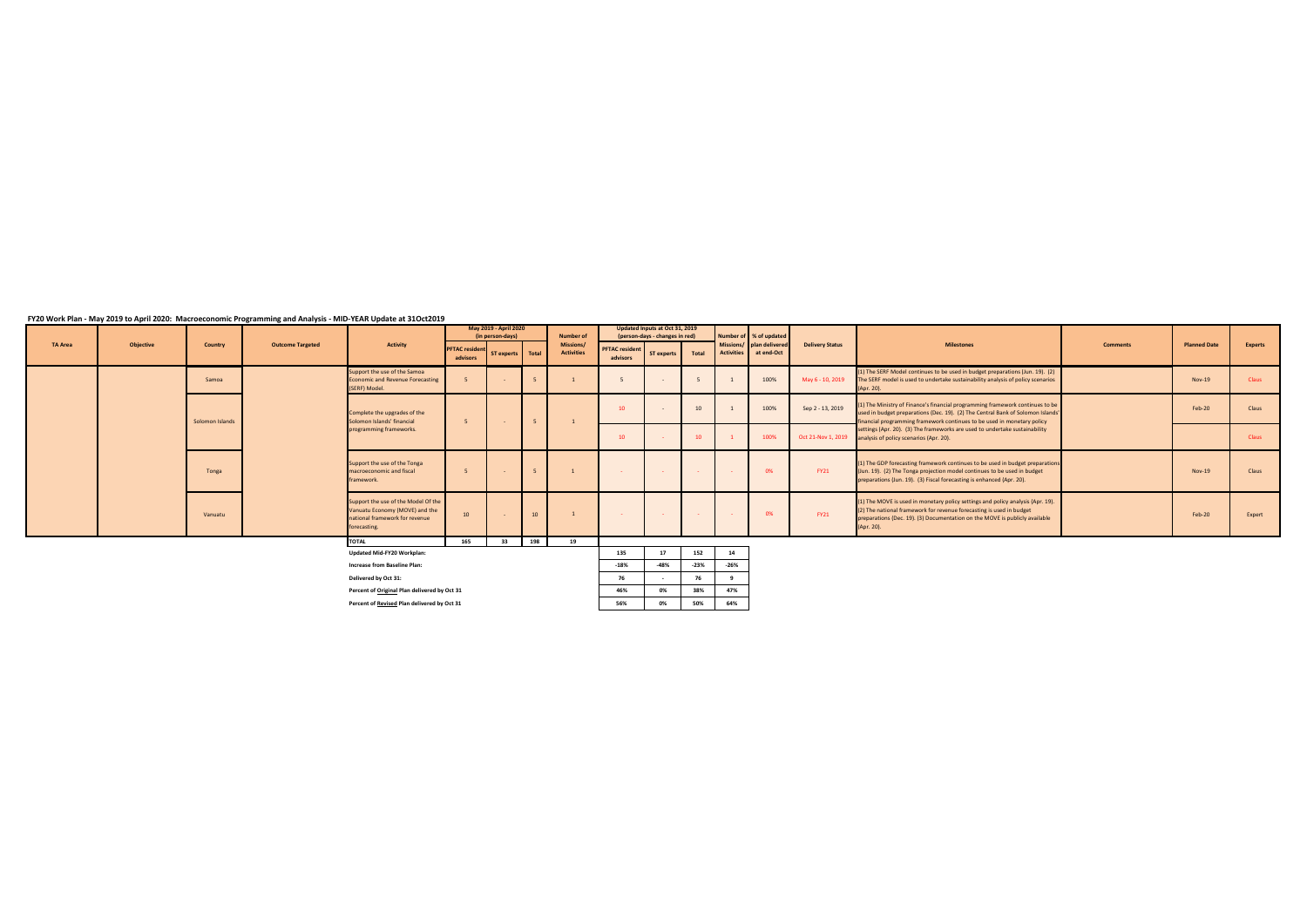**FY20 Work Plan - May 2019 to April 2020: Macroeconomic Programming and Analysis - MID-YEAR Update at 31Oct2019**

| TA Area | Objective | Country | Outcome Targeted | Activity | May 2019 - April 2020 (in person-days) | | | Number of Missions/ Activities | Updated Inputs at Oct 31, 2019 (person-days - changes in red) | | | Number of Missions/ Activities | % of updated plan delivered at end-Oct | Delivery Status | Milestones | Comments | Planned Date | Experts |
|---|---|---|---|---|---|---|---|---|---|---|---|---|---|---|---|---|---|---|
| | | | | | PFTAC resident advisors | ST experts | Total | | PFTAC resident advisors | ST experts | Total | | | | | | | |
| | | Samoa | | Support the use of the Samoa Economic and Revenue Forecasting (SERF) Model. | 5 | - | 5 | 1 | 5 | - | 5 | 1 | 100% | May 6 - 10, 2019 | (1) The SERF Model continues to be used in budget preparations (Jun. 19). (2) The SERF model is used to undertake sustainability analysis of policy scenarios (Apr. 20). | | Nov-19 | Claus |
| | | Solomon Islands | | Complete the upgrades of the Solomon Islands' financial programming frameworks. | 5 | - | 5 | 1 | 10 | - | 10 | 1 | 100% | Sep 2 - 13, 2019 | (1) The Ministry of Finance's financial programming framework continues to be used in budget preparations (Dec. 19). (2) The Central Bank of Solomon Islands' financial programming framework continues to be used in monetary policy settings (Apr. 20). (3) The frameworks are used to undertake sustainability analysis of policy scenarios (Apr. 20). | | Feb-20 | Claus |
| | | | | | | | | | 10 | - | 10 | 1 | 100% | Oct 21-Nov 1, 2019 | | | | Claus |
| | | Tonga | | Support the use of the Tonga macroeconomic and fiscal framework. | 5 | - | 5 | 1 | - | - | - | - | 0% | FY21 | (1) The GDP forecasting framework continues to be used in budget preparations (Jun. 19). (2) The Tonga projection model continues to be used in budget preparations (Jun. 19). (3) Fiscal forecasting is enhanced (Apr. 20). | | Nov-19 | Claus |
| | | Vanuatu | | Support the use of the Model Of the Vanuatu Economy (MOVE) and the national framework for revenue forecasting. | 10 | - | 10 | 1 | - | - | - | - | 0% | FY21 | (1) The MOVE is used in monetary policy settings and policy analysis (Apr. 19). (2) The national framework for revenue forecasting is used in budget preparations (Dec. 19). (3) Documentation on the MOVE is publicly available (Apr. 20). | | Feb-20 | Expert |
| | | | | TOTAL | 165 | 33 | 198 | 19 | | | | | | | | | | |
| | | | | Updated Mid-FY20 Workplan: | | | | | 135 | 17 | 152 | 14 | | | | | | |
| | | | | Increase from Baseline Plan: | | | | | -18% | -48% | -23% | -26% | | | | | | |
| | | | | Delivered by Oct 31: | | | | | 76 | - | 76 | 9 | | | | | | |
| | | | | Percent of Original Plan delivered by Oct 31 | | | | | 46% | 0% | 38% | 47% | | | | | | |
| | | | | Percent of Revised Plan delivered by Oct 31 | | | | | 56% | 0% | 50% | 64% | | | | | | |